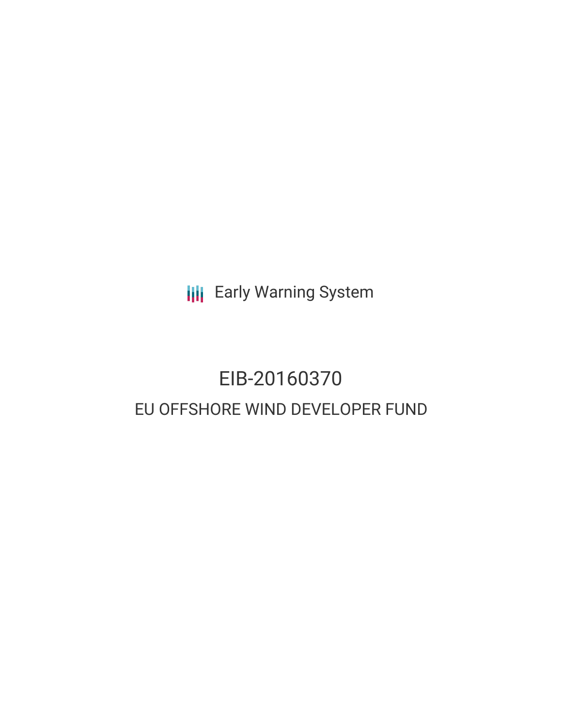Early Warning System

# EIB-20160370

## EU OFFSHORE WIND DEVELOPER FUND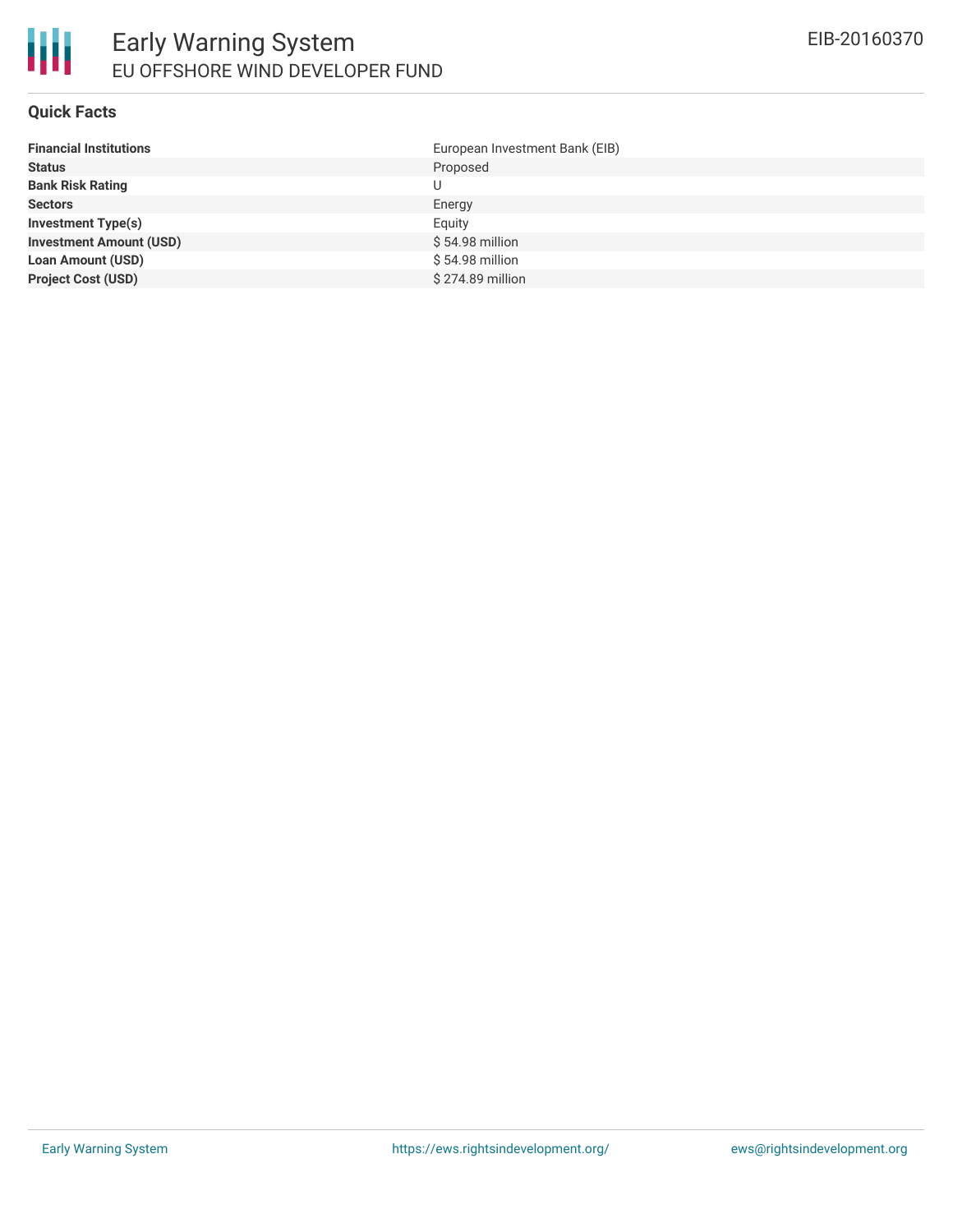## Quick Facts

| | |
|---|---|
| **Financial Institutions** | European Investment Bank (EIB) |
| **Status** | Proposed |
| **Bank Risk Rating** | U |
| **Sectors** | Energy |
| **Investment Type(s)** | Equity |
| **Investment Amount (USD)** | $ 54.98 million |
| **Loan Amount (USD)** | $ 54.98 million |
| **Project Cost (USD)** | $ 274.89 million |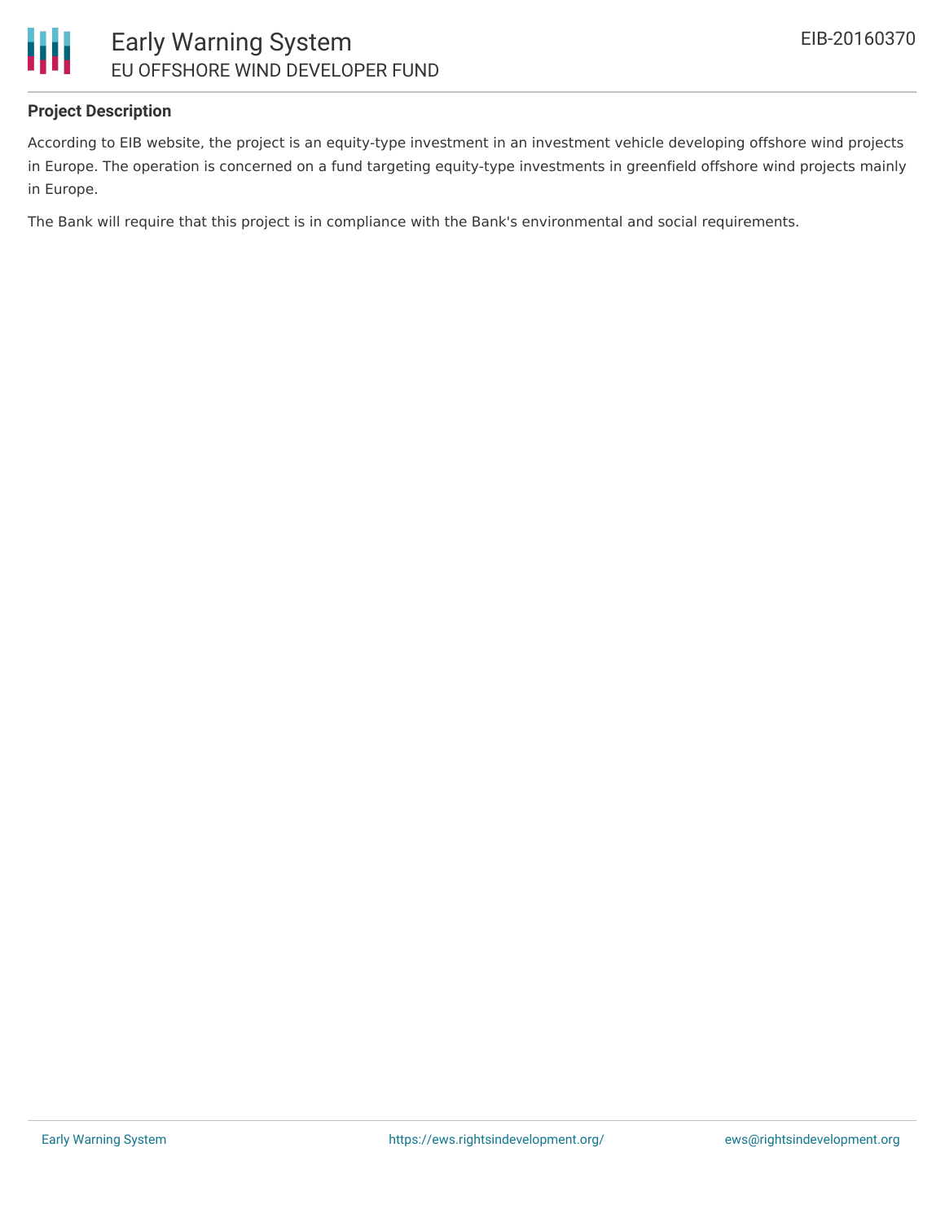### Project Description

According to EIB website, the project is an equity-type investment in an investment vehicle developing offshore wind projects in Europe. The operation is concerned on a fund targeting equity-type investments in greenfield offshore wind projects mainly in Europe.

The Bank will require that this project is in compliance with the Bank's environmental and social requirements.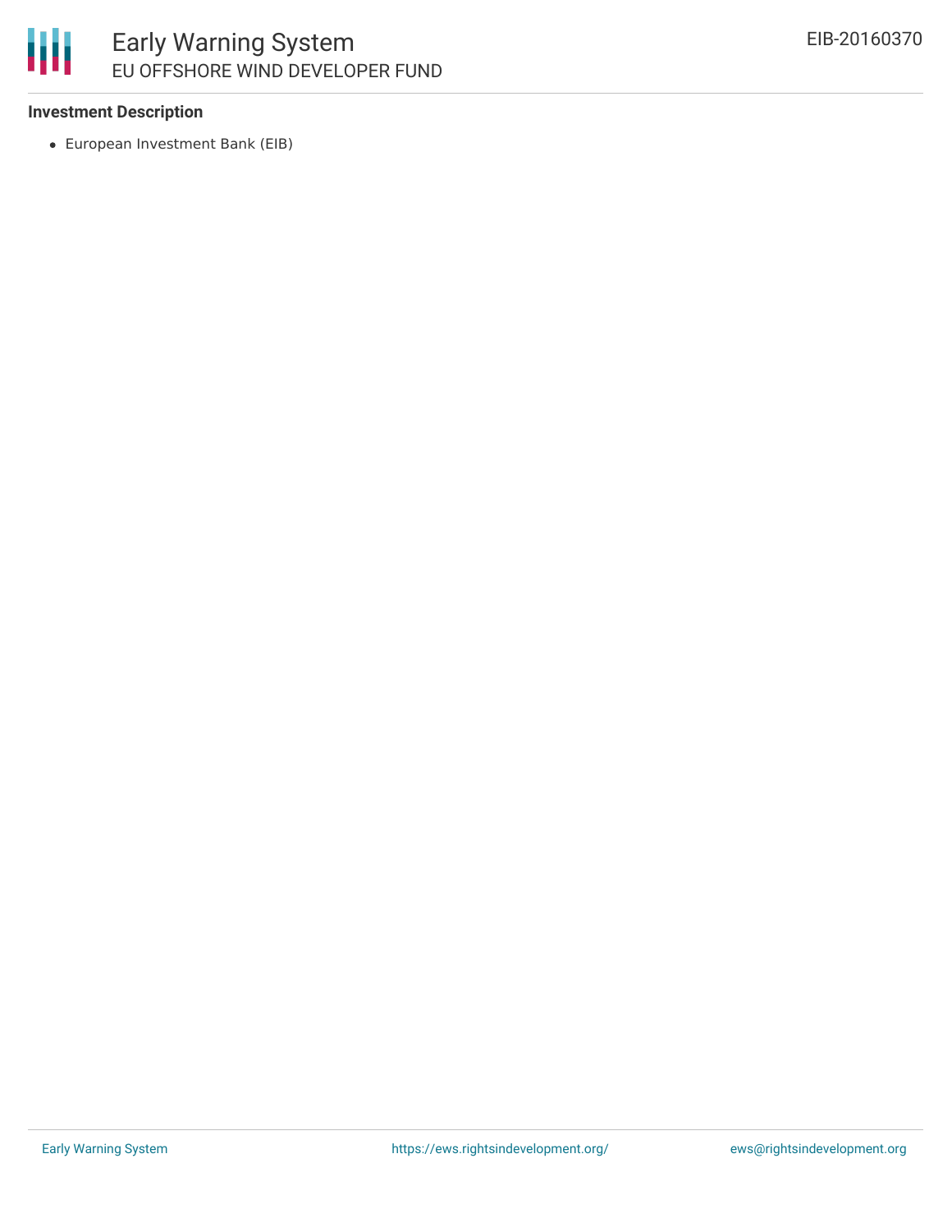### Investment Description

- European Investment Bank (EIB)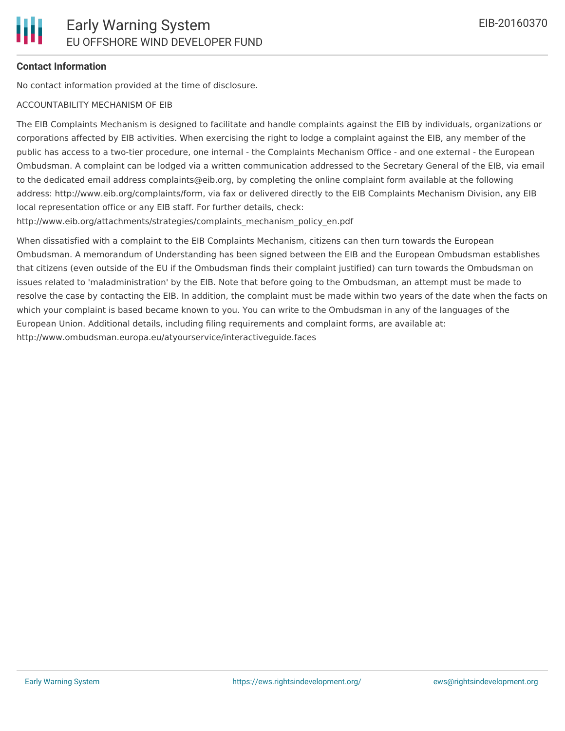**Contact Information**

No contact information provided at the time of disclosure.

ACCOUNTABILITY MECHANISM OF EIB

The EIB Complaints Mechanism is designed to facilitate and handle complaints against the EIB by individuals, organizations or corporations affected by EIB activities. When exercising the right to lodge a complaint against the EIB, any member of the public has access to a two-tier procedure, one internal - the Complaints Mechanism Office - and one external - the European Ombudsman. A complaint can be lodged via a written communication addressed to the Secretary General of the EIB, via email to the dedicated email address complaints@eib.org, by completing the online complaint form available at the following address: http://www.eib.org/complaints/form, via fax or delivered directly to the EIB Complaints Mechanism Division, any EIB local representation office or any EIB staff. For further details, check: http://www.eib.org/attachments/strategies/complaints_mechanism_policy_en.pdf

When dissatisfied with a complaint to the EIB Complaints Mechanism, citizens can then turn towards the European Ombudsman. A memorandum of Understanding has been signed between the EIB and the European Ombudsman establishes that citizens (even outside of the EU if the Ombudsman finds their complaint justified) can turn towards the Ombudsman on issues related to 'maladministration' by the EIB. Note that before going to the Ombudsman, an attempt must be made to resolve the case by contacting the EIB. In addition, the complaint must be made within two years of the date when the facts on which your complaint is based became known to you. You can write to the Ombudsman in any of the languages of the European Union. Additional details, including filing requirements and complaint forms, are available at: http://www.ombudsman.europa.eu/atyourservice/interactiveguide.faces